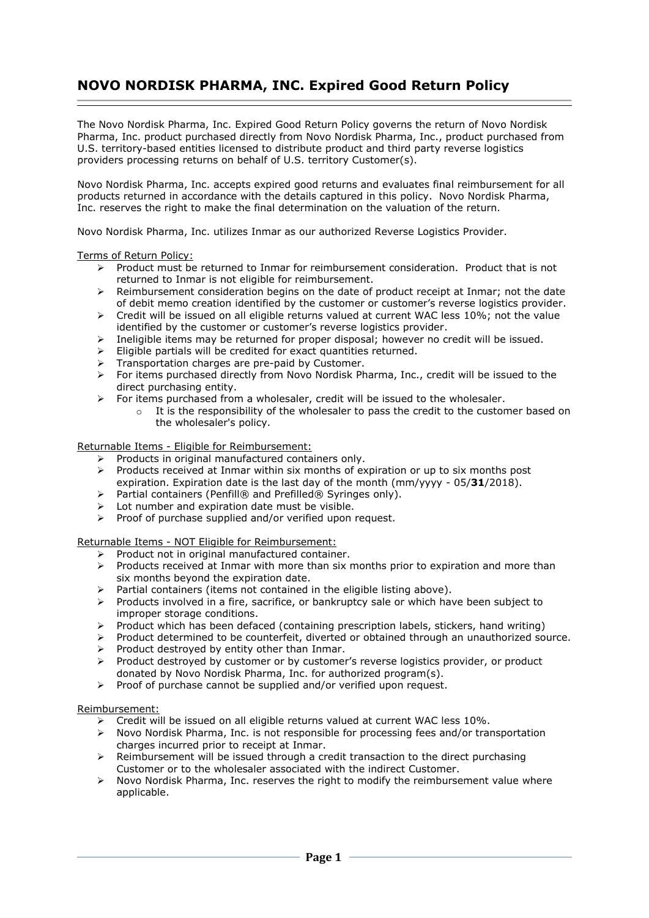# NOVO NORDISK PHARMA, INC. Expired Good Return Policy

The Novo Nordisk Pharma, Inc. Expired Good Return Policy governs the return of Novo Nordisk Pharma, Inc. product purchased directly from Novo Nordisk Pharma, Inc., product purchased from U.S. territory-based entities licensed to distribute product and third party reverse logistics providers processing returns on behalf of U.S. territory Customer(s).

Novo Nordisk Pharma, Inc. accepts expired good returns and evaluates final reimbursement for all products returned in accordance with the details captured in this policy. Novo Nordisk Pharma, Inc. reserves the right to make the final determination on the valuation of the return.

Novo Nordisk Pharma, Inc. utilizes Inmar as our authorized Reverse Logistics Provider.

<u>Terms of Return Policy:</u>

- Product must be returned to Inmar for reimbursement consideration. Product that is not returned to Inmar is not eligible for reimbursement.
- Reimbursement consideration begins on the date of product receipt at Inmar; not the date of debit memo creation identified by the customer or customer's reverse logistics provider.
- Credit will be issued on all eligible returns valued at current WAC less 10%; not the value identified by the customer or customer's reverse logistics provider.
- Ineligible items may be returned for proper disposal; however no credit will be issued.
- Eligible partials will be credited for exact quantities returned.
- Transportation charges are pre-paid by Customer.
- For items purchased directly from Novo Nordisk Pharma, Inc., credit will be issued to the direct purchasing entity.
- For items purchased from a wholesaler, credit will be issued to the wholesaler.
  - It is the responsibility of the wholesaler to pass the credit to the customer based on the wholesaler's policy.

<u>Returnable Items - Eligible for Reimbursement:</u>

- Products in original manufactured containers only.
- Products received at Inmar within six months of expiration or up to six months post expiration. Expiration date is the last day of the month (mm/yyyy - 05/**31**/2018).
- Partial containers (Penfill® and Prefilled® Syringes only).
- Lot number and expiration date must be visible.
- Proof of purchase supplied and/or verified upon request.

<u>Returnable Items - NOT Eligible for Reimbursement:</u>

- Product not in original manufactured container.
- Products received at Inmar with more than six months prior to expiration and more than six months beyond the expiration date.
- Partial containers (items not contained in the eligible listing above).
- Products involved in a fire, sacrifice, or bankruptcy sale or which have been subject to improper storage conditions.
- Product which has been defaced (containing prescription labels, stickers, hand writing)
- Product determined to be counterfeit, diverted or obtained through an unauthorized source.
- Product destroyed by entity other than Inmar.
- Product destroyed by customer or by customer's reverse logistics provider, or product donated by Novo Nordisk Pharma, Inc. for authorized program(s).
- Proof of purchase cannot be supplied and/or verified upon request.

<u>Reimbursement:</u>

- Credit will be issued on all eligible returns valued at current WAC less 10%.
- Novo Nordisk Pharma, Inc. is not responsible for processing fees and/or transportation charges incurred prior to receipt at Inmar.
- Reimbursement will be issued through a credit transaction to the direct purchasing Customer or to the wholesaler associated with the indirect Customer.
- Novo Nordisk Pharma, Inc. reserves the right to modify the reimbursement value where applicable.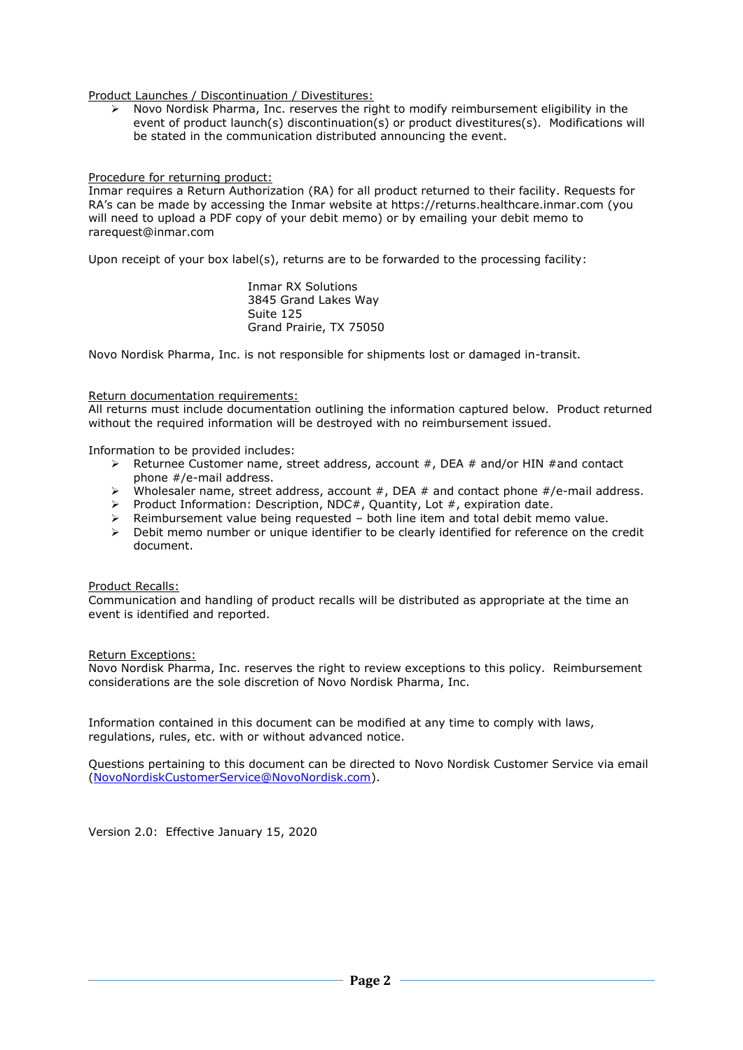Product Launches / Discontinuation / Divestitures:

- Novo Nordisk Pharma, Inc. reserves the right to modify reimbursement eligibility in the event of product launch(s) discontinuation(s) or product divestitures(s). Modifications will be stated in the communication distributed announcing the event.

Procedure for returning product:

Inmar requires a Return Authorization (RA) for all product returned to their facility. Requests for RA's can be made by accessing the Inmar website at https://returns.healthcare.inmar.com (you will need to upload a PDF copy of your debit memo) or by emailing your debit memo to rarequest@inmar.com

Upon receipt of your box label(s), returns are to be forwarded to the processing facility:

Inmar RX Solutions
3845 Grand Lakes Way
Suite 125
Grand Prairie, TX 75050

Novo Nordisk Pharma, Inc. is not responsible for shipments lost or damaged in-transit.

Return documentation requirements:

All returns must include documentation outlining the information captured below. Product returned without the required information will be destroyed with no reimbursement issued.

Information to be provided includes:

- Returnee Customer name, street address, account #, DEA # and/or HIN #and contact phone #/e-mail address.
- Wholesaler name, street address, account #, DEA # and contact phone #/e-mail address.
- Product Information: Description, NDC#, Quantity, Lot #, expiration date.
- Reimbursement value being requested – both line item and total debit memo value.
- Debit memo number or unique identifier to be clearly identified for reference on the credit document.

Product Recalls:

Communication and handling of product recalls will be distributed as appropriate at the time an event is identified and reported.

Return Exceptions:

Novo Nordisk Pharma, Inc. reserves the right to review exceptions to this policy. Reimbursement considerations are the sole discretion of Novo Nordisk Pharma, Inc.

Information contained in this document can be modified at any time to comply with laws, regulations, rules, etc. with or without advanced notice.

Questions pertaining to this document can be directed to Novo Nordisk Customer Service via email (NovoNordiskCustomerService@NovoNordisk.com).

Version 2.0: Effective January 15, 2020